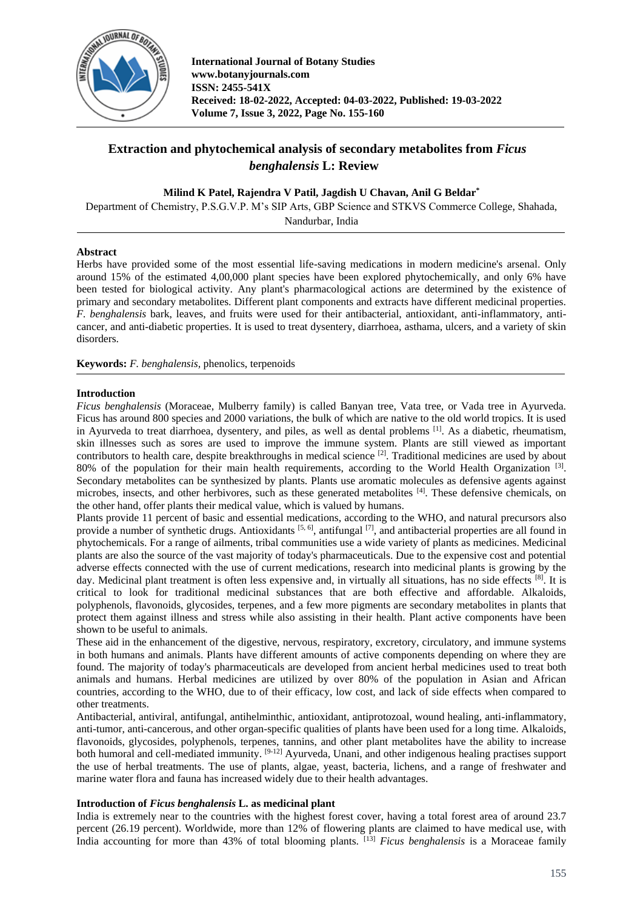International Journal of Botany Studies
www.botanyjournals.com
ISSN: 2455-541X
Received: 18-02-2022, Accepted: 04-03-2022, Published: 19-03-2022
Volume 7, Issue 3, 2022, Page No. 155-160

# Extraction and phytochemical analysis of secondary metabolites from *Ficus benghalensis* L.: Review

**Milind K Patel, Rajendra V Patil, Jagdish U Chavan, Anil G Beldar***

Department of Chemistry, P.S.G.V.P. M's SIP Arts, GBP Science and STKVS Commerce College, Shahada, Nandurbar, India

## Abstract

Herbs have provided some of the most essential life-saving medications in modern medicine's arsenal. Only around 15% of the estimated 4,00,000 plant species have been explored phytochemically, and only 6% have been tested for biological activity. Any plant's pharmacological actions are determined by the existence of primary and secondary metabolites. Different plant components and extracts have different medicinal properties. *F. benghalensis* bark, leaves, and fruits were used for their antibacterial, antioxidant, anti-inflammatory, anti-cancer, and anti-diabetic properties. It is used to treat dysentery, diarrhoea, asthama, ulcers, and a variety of skin disorders.

**Keywords:** *F. benghalensis,* phenolics, terpenoids

## Introduction

*Ficus benghalensis* (Moraceae, Mulberry family) is called Banyan tree, Vata tree, or Vada tree in Ayurveda. Ficus has around 800 species and 2000 variations, the bulk of which are native to the old world tropics. It is used in Ayurveda to treat diarrhoea, dysentery, and piles, as well as dental problems [1]. As a diabetic, rheumatism, skin illnesses such as sores are used to improve the immune system. Plants are still viewed as important contributors to health care, despite breakthroughs in medical science [2]. Traditional medicines are used by about 80% of the population for their main health requirements, according to the World Health Organization [3]. Secondary metabolites can be synthesized by plants. Plants use aromatic molecules as defensive agents against microbes, insects, and other herbivores, such as these generated metabolites [4]. These defensive chemicals, on the other hand, offer plants their medical value, which is valued by humans.

Plants provide 11 percent of basic and essential medications, according to the WHO, and natural precursors also provide a number of synthetic drugs. Antioxidants [5, 6], antifungal [7], and antibacterial properties are all found in phytochemicals. For a range of ailments, tribal communities use a wide variety of plants as medicines. Medicinal plants are also the source of the vast majority of today's pharmaceuticals. Due to the expensive cost and potential adverse effects connected with the use of current medications, research into medicinal plants is growing by the day. Medicinal plant treatment is often less expensive and, in virtually all situations, has no side effects [8]. It is critical to look for traditional medicinal substances that are both effective and affordable. Alkaloids, polyphenols, flavonoids, glycosides, terpenes, and a few more pigments are secondary metabolites in plants that protect them against illness and stress while also assisting in their health. Plant active components have been shown to be useful to animals.

These aid in the enhancement of the digestive, nervous, respiratory, excretory, circulatory, and immune systems in both humans and animals. Plants have different amounts of active components depending on where they are found. The majority of today's pharmaceuticals are developed from ancient herbal medicines used to treat both animals and humans. Herbal medicines are utilized by over 80% of the population in Asian and African countries, according to the WHO, due to of their efficacy, low cost, and lack of side effects when compared to other treatments.

Antibacterial, antiviral, antifungal, antihelminthic, antioxidant, antiprotozoal, wound healing, anti-inflammatory, anti-tumor, anti-cancerous, and other organ-specific qualities of plants have been used for a long time. Alkaloids, flavonoids, glycosides, polyphenols, terpenes, tannins, and other plant metabolites have the ability to increase both humoral and cell-mediated immunity. [9-12] Ayurveda, Unani, and other indigenous healing practises support the use of herbal treatments. The use of plants, algae, yeast, bacteria, lichens, and a range of freshwater and marine water flora and fauna has increased widely due to their health advantages.

## Introduction of *Ficus benghalensis* L. as medicinal plant

India is extremely near to the countries with the highest forest cover, having a total forest area of around 23.7 percent (26.19 percent). Worldwide, more than 12% of flowering plants are claimed to have medical use, with India accounting for more than 43% of total blooming plants. [13] *Ficus benghalensis* is a Moraceae family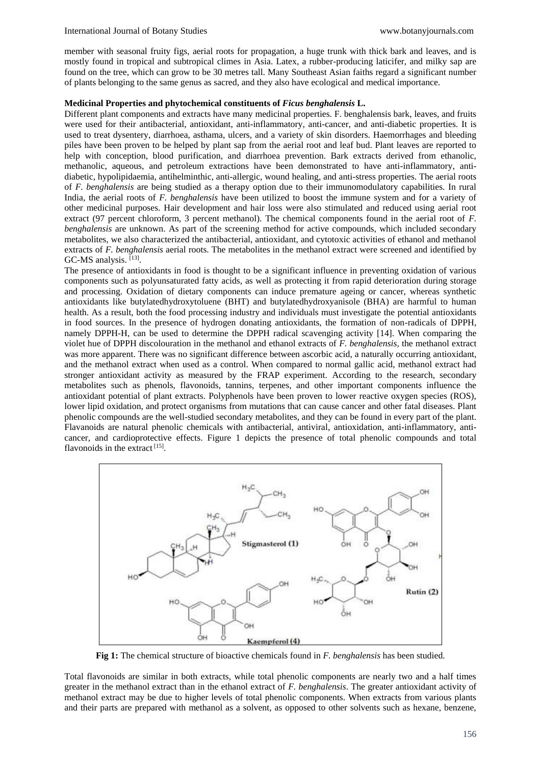member with seasonal fruity figs, aerial roots for propagation, a huge trunk with thick bark and leaves, and is mostly found in tropical and subtropical climes in Asia. Latex, a rubber-producing laticifer, and milky sap are found on the tree, which can grow to be 30 metres tall. Many Southeast Asian faiths regard a significant number of plants belonging to the same genus as sacred, and they also have ecological and medical importance.

**Medicinal Properties and phytochemical constituents of *Ficus benghalensis* L.**

Different plant components and extracts have many medicinal properties. F. benghalensis bark, leaves, and fruits were used for their antibacterial, antioxidant, anti-inflammatory, anti-cancer, and anti-diabetic properties. It is used to treat dysentery, diarrhoea, asthama, ulcers, and a variety of skin disorders. Haemorrhages and bleeding piles have been proven to be helped by plant sap from the aerial root and leaf bud. Plant leaves are reported to help with conception, blood purification, and diarrhoea prevention. Bark extracts derived from ethanolic, methanolic, aqueous, and petroleum extractions have been demonstrated to have anti-inflammatory, anti-diabetic, hypolipidaemia, antihelminthic, anti-allergic, wound healing, and anti-stress properties. The aerial roots of *F. benghalensis* are being studied as a therapy option due to their immunomodulatory capabilities. In rural India, the aerial roots of *F. benghalensis* have been utilized to boost the immune system and for a variety of other medicinal purposes. Hair development and hair loss were also stimulated and reduced using aerial root extract (97 percent chloroform, 3 percent methanol). The chemical components found in the aerial root of *F. benghalensis* are unknown. As part of the screening method for active compounds, which included secondary metabolites, we also characterized the antibacterial, antioxidant, and cytotoxic activities of ethanol and methanol extracts of *F. benghalensis* aerial roots. The metabolites in the methanol extract were screened and identified by GC-MS analysis. [13].

The presence of antioxidants in food is thought to be a significant influence in preventing oxidation of various components such as polyunsaturated fatty acids, as well as protecting it from rapid deterioration during storage and processing. Oxidation of dietary components can induce premature ageing or cancer, whereas synthetic antioxidants like butylatedhydroxytoluene (BHT) and butylatedhydroxyanisole (BHA) are harmful to human health. As a result, both the food processing industry and individuals must investigate the potential antioxidants in food sources. In the presence of hydrogen donating antioxidants, the formation of non-radicals of DPPH, namely DPPH-H, can be used to determine the DPPH radical scavenging activity [14]. When comparing the violet hue of DPPH discolouration in the methanol and ethanol extracts of *F. benghalensis*, the methanol extract was more apparent. There was no significant difference between ascorbic acid, a naturally occurring antioxidant, and the methanol extract when used as a control. When compared to normal gallic acid, methanol extract had stronger antioxidant activity as measured by the FRAP experiment. According to the research, secondary metabolites such as phenols, flavonoids, tannins, terpenes, and other important components influence the antioxidant potential of plant extracts. Polyphenols have been proven to lower reactive oxygen species (ROS), lower lipid oxidation, and protect organisms from mutations that can cause cancer and other fatal diseases. Plant phenolic compounds are the well-studied secondary metabolites, and they can be found in every part of the plant. Flavanoids are natural phenolic chemicals with antibacterial, antiviral, antioxidation, anti-inflammatory, anti-cancer, and cardioprotective effects. Figure 1 depicts the presence of total phenolic compounds and total flavonoids in the extract [15].

**Fig 1:** The chemical structure of bioactive chemicals found in *F. benghalensis* has been studied.

Total flavonoids are similar in both extracts, while total phenolic components are nearly two and a half times greater in the methanol extract than in the ethanol extract of *F. benghalensis*. The greater antioxidant activity of methanol extract may be due to higher levels of total phenolic components. When extracts from various plants and their parts are prepared with methanol as a solvent, as opposed to other solvents such as hexane, benzene,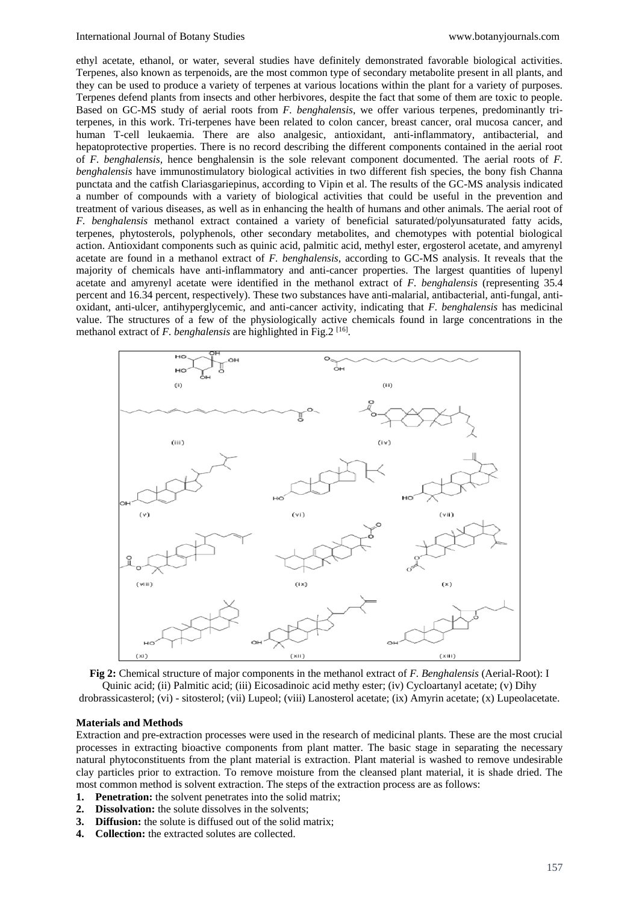ethyl acetate, ethanol, or water, several studies have definitely demonstrated favorable biological activities. Terpenes, also known as terpenoids, are the most common type of secondary metabolite present in all plants, and they can be used to produce a variety of terpenes at various locations within the plant for a variety of purposes. Terpenes defend plants from insects and other herbivores, despite the fact that some of them are toxic to people. Based on GC-MS study of aerial roots from *F. benghalensis*, we offer various terpenes, predominantly tri-terpenes, in this work. Tri-terpenes have been related to colon cancer, breast cancer, oral mucosa cancer, and human T-cell leukaemia. There are also analgesic, antioxidant, anti-inflammatory, antibacterial, and hepatoprotective properties. There is no record describing the different components contained in the aerial root of *F. benghalensis*, hence benghalensin is the sole relevant component documented. The aerial roots of *F. benghalensis* have immunostimulatory biological activities in two different fish species, the bony fish Channa punctata and the catfish Clariasgariepinus, according to Vipin et al. The results of the GC-MS analysis indicated a number of compounds with a variety of biological activities that could be useful in the prevention and treatment of various diseases, as well as in enhancing the health of humans and other animals. The aerial root of *F. benghalensis* methanol extract contained a variety of beneficial saturated/polyunsaturated fatty acids, terpenes, phytosterols, polyphenols, other secondary metabolites, and chemotypes with potential biological action. Antioxidant components such as quinic acid, palmitic acid, methyl ester, ergosterol acetate, and amyrenyl acetate are found in a methanol extract of *F. benghalensis*, according to GC-MS analysis. It reveals that the majority of chemicals have anti-inflammatory and anti-cancer properties. The largest quantities of lupenyl acetate and amyrenyl acetate were identified in the methanol extract of *F. benghalensis* (representing 35.4 percent and 16.34 percent, respectively). These two substances have anti-malarial, antibacterial, anti-fungal, anti-oxidant, anti-ulcer, antihyperglycemic, and anti-cancer activity, indicating that *F. benghalensis* has medicinal value. The structures of a few of the physiologically active chemicals found in large concentrations in the methanol extract of *F. benghalensis* are highlighted in Fig.2 [16].

**Fig 2:** Chemical structure of major components in the methanol extract of *F. Benghalensis* (Aerial-Root): I Quinic acid; (ii) Palmitic acid; (iii) Eicosadinoic acid methy ester; (iv) Cycloartanyl acetate; (v) Dihy drobrassicasterol; (vi) - sitosterol; (vii) Lupeol; (viii) Lanosterol acetate; (ix) Amyrin acetate; (x) Lupeolacetate.

## Materials and Methods

Extraction and pre-extraction processes were used in the research of medicinal plants. These are the most crucial processes in extracting bioactive components from plant matter. The basic stage in separating the necessary natural phytoconstituents from the plant material is extraction. Plant material is washed to remove undesirable clay particles prior to extraction. To remove moisture from the cleansed plant material, it is shade dried. The most common method is solvent extraction. The steps of the extraction process are as follows:

1. **Penetration:** the solvent penetrates into the solid matrix;
2. **Dissolvation:** the solute dissolves in the solvents;
3. **Diffusion:** the solute is diffused out of the solid matrix;
4. **Collection:** the extracted solutes are collected.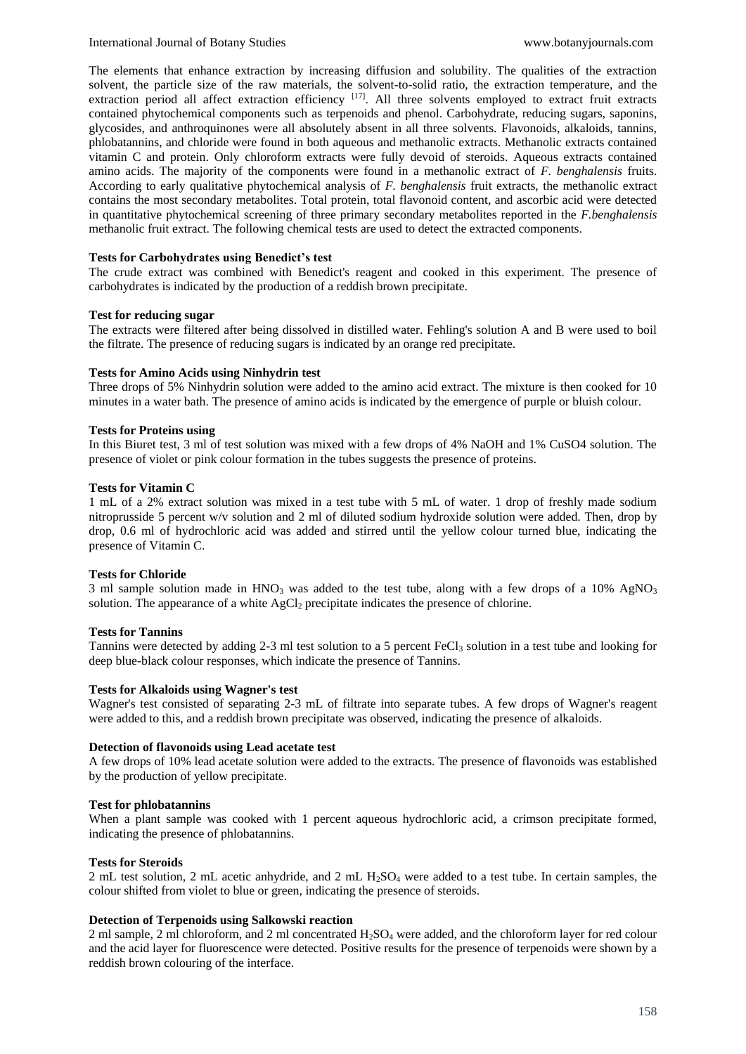The elements that enhance extraction by increasing diffusion and solubility. The qualities of the extraction solvent, the particle size of the raw materials, the solvent-to-solid ratio, the extraction temperature, and the extraction period all affect extraction efficiency [17]. All three solvents employed to extract fruit extracts contained phytochemical components such as terpenoids and phenol. Carbohydrate, reducing sugars, saponins, glycosides, and anthroquinones were all absolutely absent in all three solvents. Flavonoids, alkaloids, tannins, phlobatannins, and chloride were found in both aqueous and methanolic extracts. Methanolic extracts contained vitamin C and protein. Only chloroform extracts were fully devoid of steroids. Aqueous extracts contained amino acids. The majority of the components were found in a methanolic extract of *F. benghalensis* fruits. According to early qualitative phytochemical analysis of *F. benghalensis* fruit extracts, the methanolic extract contains the most secondary metabolites. Total protein, total flavonoid content, and ascorbic acid were detected in quantitative phytochemical screening of three primary secondary metabolites reported in the *F.benghalensis* methanolic fruit extract. The following chemical tests are used to detect the extracted components.

**Tests for Carbohydrates using Benedict's test**

The crude extract was combined with Benedict's reagent and cooked in this experiment. The presence of carbohydrates is indicated by the production of a reddish brown precipitate.

**Test for reducing sugar**

The extracts were filtered after being dissolved in distilled water. Fehling's solution A and B were used to boil the filtrate. The presence of reducing sugars is indicated by an orange red precipitate.

**Tests for Amino Acids using Ninhydrin test**

Three drops of 5% Ninhydrin solution were added to the amino acid extract. The mixture is then cooked for 10 minutes in a water bath. The presence of amino acids is indicated by the emergence of purple or bluish colour.

**Tests for Proteins using**

In this Biuret test, 3 ml of test solution was mixed with a few drops of 4% NaOH and 1% CuSO4 solution. The presence of violet or pink colour formation in the tubes suggests the presence of proteins.

**Tests for Vitamin C**

1 mL of a 2% extract solution was mixed in a test tube with 5 mL of water. 1 drop of freshly made sodium nitroprusside 5 percent w/v solution and 2 ml of diluted sodium hydroxide solution were added. Then, drop by drop, 0.6 ml of hydrochloric acid was added and stirred until the yellow colour turned blue, indicating the presence of Vitamin C.

**Tests for Chloride**

3 ml sample solution made in $HNO_3$ was added to the test tube, along with a few drops of a 10% $AgNO_3$ solution. The appearance of a white $AgCl_2$ precipitate indicates the presence of chlorine.

**Tests for Tannins**

Tannins were detected by adding 2-3 ml test solution to a 5 percent $FeCl_3$ solution in a test tube and looking for deep blue-black colour responses, which indicate the presence of Tannins.

**Tests for Alkaloids using Wagner's test**

Wagner's test consisted of separating 2-3 mL of filtrate into separate tubes. A few drops of Wagner's reagent were added to this, and a reddish brown precipitate was observed, indicating the presence of alkaloids.

**Detection of flavonoids using Lead acetate test**

A few drops of 10% lead acetate solution were added to the extracts. The presence of flavonoids was established by the production of yellow precipitate.

**Test for phlobatannins**

When a plant sample was cooked with 1 percent aqueous hydrochloric acid, a crimson precipitate formed, indicating the presence of phlobatannins.

**Tests for Steroids**

2 mL test solution, 2 mL acetic anhydride, and 2 mL $H_2SO_4$ were added to a test tube. In certain samples, the colour shifted from violet to blue or green, indicating the presence of steroids.

**Detection of Terpenoids using Salkowski reaction**

2 ml sample, 2 ml chloroform, and 2 ml concentrated $H_2SO_4$ were added, and the chloroform layer for red colour and the acid layer for fluorescence were detected. Positive results for the presence of terpenoids were shown by a reddish brown colouring of the interface.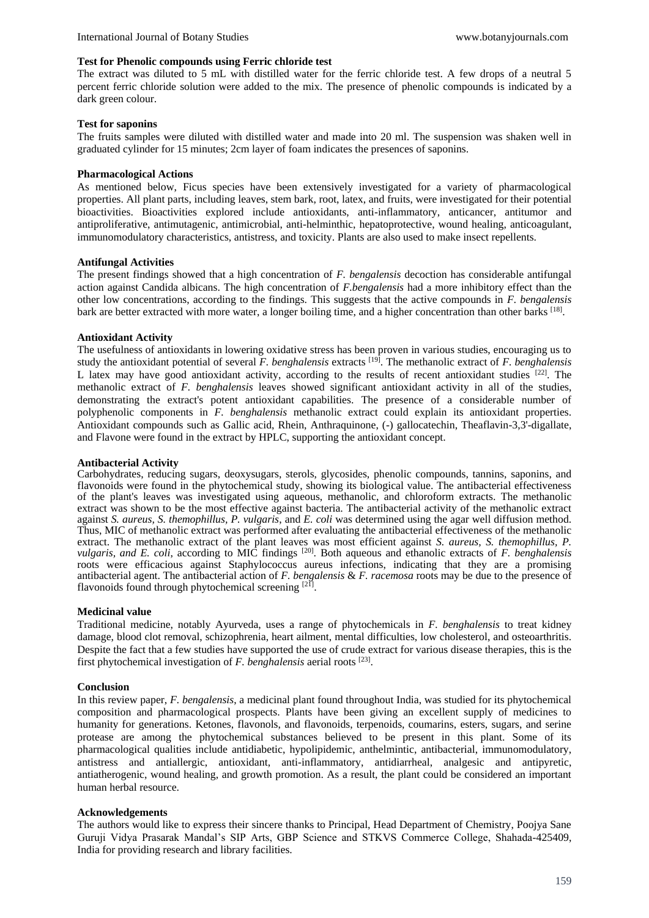**Test for Phenolic compounds using Ferric chloride test**

The extract was diluted to 5 mL with distilled water for the ferric chloride test. A few drops of a neutral 5 percent ferric chloride solution were added to the mix. The presence of phenolic compounds is indicated by a dark green colour.

**Test for saponins**

The fruits samples were diluted with distilled water and made into 20 ml. The suspension was shaken well in graduated cylinder for 15 minutes; 2cm layer of foam indicates the presences of saponins.

**Pharmacological Actions**

As mentioned below, Ficus species have been extensively investigated for a variety of pharmacological properties. All plant parts, including leaves, stem bark, root, latex, and fruits, were investigated for their potential bioactivities. Bioactivities explored include antioxidants, anti-inflammatory, anticancer, antitumor and antiproliferative, antimutagenic, antimicrobial, anti-helminthic, hepatoprotective, wound healing, anticoagulant, immunomodulatory characteristics, antistress, and toxicity. Plants are also used to make insect repellents.

**Antifungal Activities**

The present findings showed that a high concentration of *F. bengalensis* decoction has considerable antifungal action against Candida albicans. The high concentration of *F.bengalensis* had a more inhibitory effect than the other low concentrations, according to the findings. This suggests that the active compounds in *F. bengalensis* bark are better extracted with more water, a longer boiling time, and a higher concentration than other barks [18].

**Antioxidant Activity**

The usefulness of antioxidants in lowering oxidative stress has been proven in various studies, encouraging us to study the antioxidant potential of several *F. benghalensis* extracts [19]. The methanolic extract of *F. benghalensis* L latex may have good antioxidant activity, according to the results of recent antioxidant studies [22]. The methanolic extract of *F. benghalensis* leaves showed significant antioxidant activity in all of the studies, demonstrating the extract's potent antioxidant capabilities. The presence of a considerable number of polyphenolic components in *F. benghalensis* methanolic extract could explain its antioxidant properties. Antioxidant compounds such as Gallic acid, Rhein, Anthraquinone, (-) gallocatechin, Theaflavin-3,3'-digallate, and Flavone were found in the extract by HPLC, supporting the antioxidant concept.

**Antibacterial Activity**

Carbohydrates, reducing sugars, deoxysugars, sterols, glycosides, phenolic compounds, tannins, saponins, and flavonoids were found in the phytochemical study, showing its biological value. The antibacterial effectiveness of the plant's leaves was investigated using aqueous, methanolic, and chloroform extracts. The methanolic extract was shown to be the most effective against bacteria. The antibacterial activity of the methanolic extract against *S. aureus, S. themophillus, P. vulgaris*, and *E. coli* was determined using the agar well diffusion method. Thus, MIC of methanolic extract was performed after evaluating the antibacterial effectiveness of the methanolic extract. The methanolic extract of the plant leaves was most efficient against *S. aureus, S. themophillus, P. vulgaris, and E. coli*, according to MIC findings [20]. Both aqueous and ethanolic extracts of *F. benghalensis* roots were efficacious against Staphylococcus aureus infections, indicating that they are a promising antibacterial agent. The antibacterial action of *F. bengalensis* & *F. racemosa* roots may be due to the presence of flavonoids found through phytochemical screening [21].

**Medicinal value**

Traditional medicine, notably Ayurveda, uses a range of phytochemicals in *F. benghalensis* to treat kidney damage, blood clot removal, schizophrenia, heart ailment, mental difficulties, low cholesterol, and osteoarthritis. Despite the fact that a few studies have supported the use of crude extract for various disease therapies, this is the first phytochemical investigation of *F. benghalensis* aerial roots [23].

**Conclusion**

In this review paper, *F. bengalensis*, a medicinal plant found throughout India, was studied for its phytochemical composition and pharmacological prospects. Plants have been giving an excellent supply of medicines to humanity for generations. Ketones, flavonols, and flavonoids, terpenoids, coumarins, esters, sugars, and serine protease are among the phytochemical substances believed to be present in this plant. Some of its pharmacological qualities include antidiabetic, hypolipidemic, anthelmintic, antibacterial, immunomodulatory, antistress and antiallergic, antioxidant, anti-inflammatory, antidiarrheal, analgesic and antipyretic, antiatherogenic, wound healing, and growth promotion. As a result, the plant could be considered an important human herbal resource.

**Acknowledgements**

The authors would like to express their sincere thanks to Principal, Head Department of Chemistry, Poojya Sane Guruji Vidya Prasarak Mandal's SIP Arts, GBP Science and STKVS Commerce College, Shahada-425409, India for providing research and library facilities.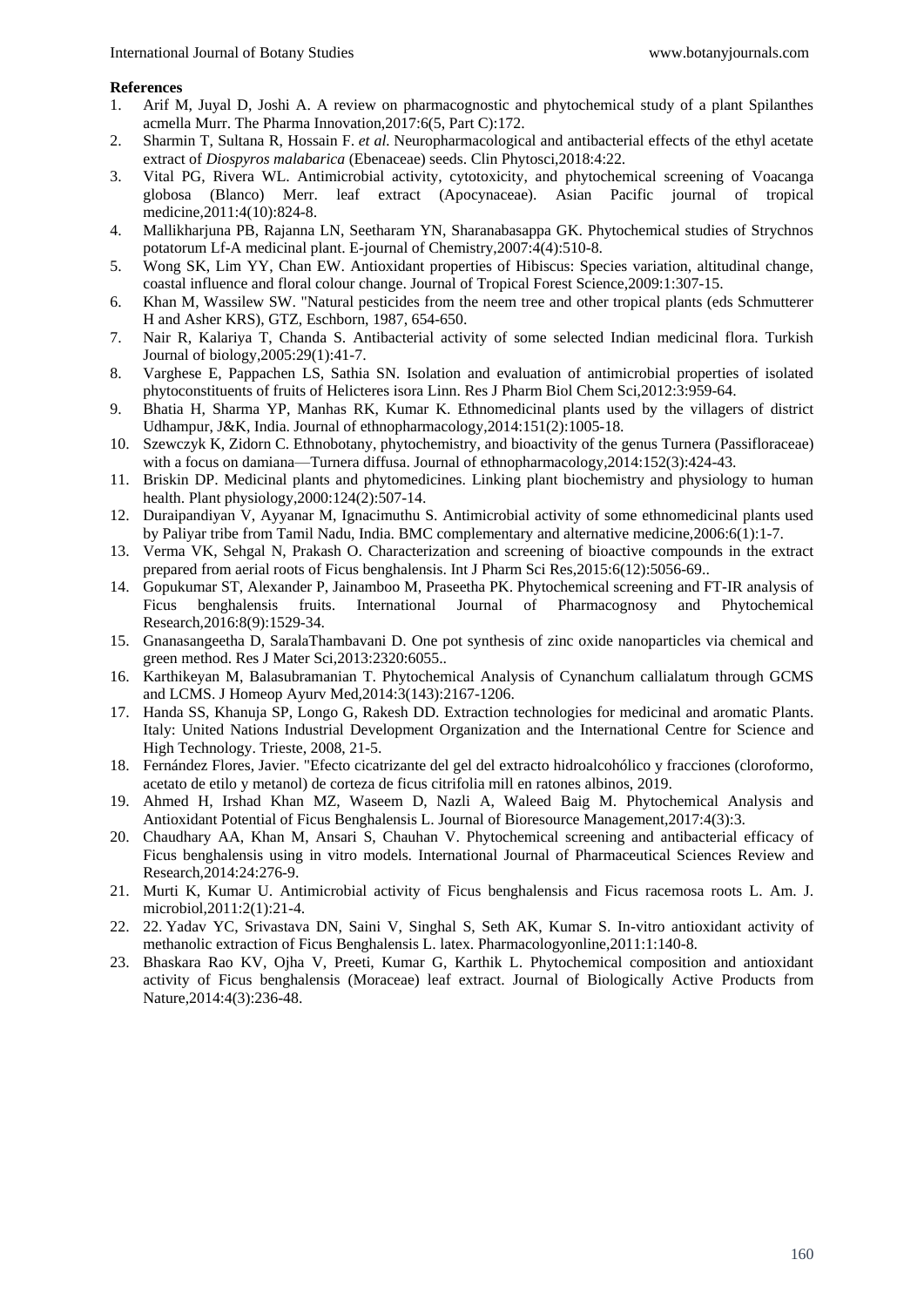**References**

1. Arif M, Juyal D, Joshi A. A review on pharmacognostic and phytochemical study of a plant Spilanthes acmella Murr. The Pharma Innovation,2017:6(5, Part C):172.
2. Sharmin T, Sultana R, Hossain F. *et al*. Neuropharmacological and antibacterial effects of the ethyl acetate extract of *Diospyros malabarica* (Ebenaceae) seeds. Clin Phytosci,2018:4:22.
3. Vital PG, Rivera WL. Antimicrobial activity, cytotoxicity, and phytochemical screening of Voacanga globosa (Blanco) Merr. leaf extract (Apocynaceae). Asian Pacific journal of tropical medicine,2011:4(10):824-8.
4. Mallikharjuna PB, Rajanna LN, Seetharam YN, Sharanabasappa GK. Phytochemical studies of Strychnos potatorum Lf-A medicinal plant. E-journal of Chemistry,2007:4(4):510-8.
5. Wong SK, Lim YY, Chan EW. Antioxidant properties of Hibiscus: Species variation, altitudinal change, coastal influence and floral colour change. Journal of Tropical Forest Science,2009:1:307-15.
6. Khan M, Wassilew SW. "Natural pesticides from the neem tree and other tropical plants (eds Schmutterer H and Asher KRS), GTZ, Eschborn, 1987, 654-650.
7. Nair R, Kalariya T, Chanda S. Antibacterial activity of some selected Indian medicinal flora. Turkish Journal of biology,2005:29(1):41-7.
8. Varghese E, Pappachen LS, Sathia SN. Isolation and evaluation of antimicrobial properties of isolated phytoconstituents of fruits of Helicteres isora Linn. Res J Pharm Biol Chem Sci,2012:3:959-64.
9. Bhatia H, Sharma YP, Manhas RK, Kumar K. Ethnomedicinal plants used by the villagers of district Udhampur, J&K, India. Journal of ethnopharmacology,2014:151(2):1005-18.
10. Szewczyk K, Zidorn C. Ethnobotany, phytochemistry, and bioactivity of the genus Turnera (Passifloraceae) with a focus on damiana—Turnera diffusa. Journal of ethnopharmacology,2014:152(3):424-43.
11. Briskin DP. Medicinal plants and phytomedicines. Linking plant biochemistry and physiology to human health. Plant physiology,2000:124(2):507-14.
12. Duraipandiyan V, Ayyanar M, Ignacimuthu S. Antimicrobial activity of some ethnomedicinal plants used by Paliyar tribe from Tamil Nadu, India. BMC complementary and alternative medicine,2006:6(1):1-7.
13. Verma VK, Sehgal N, Prakash O. Characterization and screening of bioactive compounds in the extract prepared from aerial roots of Ficus benghalensis. Int J Pharm Sci Res,2015:6(12):5056-69..
14. Gopukumar ST, Alexander P, Jainamboo M, Praseetha PK. Phytochemical screening and FT-IR analysis of Ficus benghalensis fruits. International Journal of Pharmacognosy and Phytochemical Research,2016:8(9):1529-34.
15. Gnanasangeetha D, SaralaThambavani D. One pot synthesis of zinc oxide nanoparticles via chemical and green method. Res J Mater Sci,2013:2320:6055..
16. Karthikeyan M, Balasubramanian T. Phytochemical Analysis of Cynanchum callialatum through GCMS and LCMS. J Homeop Ayurv Med,2014:3(143):2167-1206.
17. Handa SS, Khanuja SP, Longo G, Rakesh DD. Extraction technologies for medicinal and aromatic Plants. Italy: United Nations Industrial Development Organization and the International Centre for Science and High Technology. Trieste, 2008, 21-5.
18. Fernández Flores, Javier. "Efecto cicatrizante del gel del extracto hidroalcohólico y fracciones (cloroformo, acetato de etilo y metanol) de corteza de ficus citrifolia mill en ratones albinos, 2019.
19. Ahmed H, Irshad Khan MZ, Waseem D, Nazli A, Waleed Baig M. Phytochemical Analysis and Antioxidant Potential of Ficus Benghalensis L. Journal of Bioresource Management,2017:4(3):3.
20. Chaudhary AA, Khan M, Ansari S, Chauhan V. Phytochemical screening and antibacterial efficacy of Ficus benghalensis using in vitro models. International Journal of Pharmaceutical Sciences Review and Research,2014:24:276-9.
21. Murti K, Kumar U. Antimicrobial activity of Ficus benghalensis and Ficus racemosa roots L. Am. J. microbiol,2011:2(1):21-4.
22. 22. Yadav YC, Srivastava DN, Saini V, Singhal S, Seth AK, Kumar S. In-vitro antioxidant activity of methanolic extraction of Ficus Benghalensis L. latex. Pharmacologyonline,2011:1:140-8.
23. Bhaskara Rao KV, Ojha V, Preeti, Kumar G, Karthik L. Phytochemical composition and antioxidant activity of Ficus benghalensis (Moraceae) leaf extract. Journal of Biologically Active Products from Nature,2014:4(3):236-48.